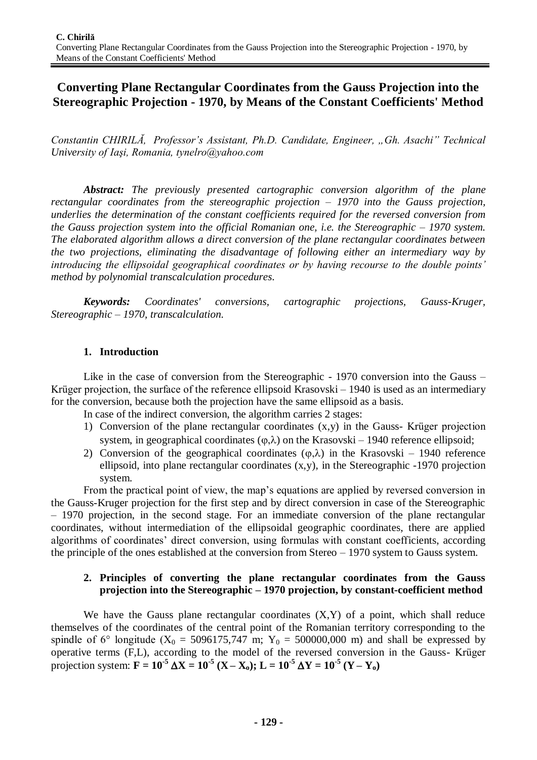# Converting Plane Rectangular Coordinates from the Gauss Projection into the Stereographic Projection - 1970, by Means of the Constant Coefficients' Method

*Constantin CHIRILĂ, Professor's Assistant, Ph.D. Candidate, Engineer, „Gh. Asachi" Technical University of Iaşi, Romania, tynelro@yahoo.com*

***Abstract:*** *The previously presented cartographic conversion algorithm of the plane rectangular coordinates from the stereographic projection – 1970 into the Gauss projection, underlies the determination of the constant coefficients required for the reversed conversion from the Gauss projection system into the official Romanian one, i.e. the Stereographic – 1970 system. The elaborated algorithm allows a direct conversion of the plane rectangular coordinates between the two projections, eliminating the disadvantage of following either an intermediary way by introducing the ellipsoidal geographical coordinates or by having recourse to the double points' method by polynomial transcalculation procedures.*

***Keywords:*** *Coordinates' conversions, cartographic projections, Gauss-Kruger, Stereographic – 1970, transcalculation.*

## 1. Introduction

Like in the case of conversion from the Stereographic - 1970 conversion into the Gauss – Krüger projection, the surface of the reference ellipsoid Krasovski – 1940 is used as an intermediary for the conversion, because both the projection have the same ellipsoid as a basis.

In case of the indirect conversion, the algorithm carries 2 stages:

1) Conversion of the plane rectangular coordinates $(x,y)$ in the Gauss- Krüger projection system, in geographical coordinates $(\varphi,\lambda)$ on the Krasovski – 1940 reference ellipsoid;
2) Conversion of the geographical coordinates $(\varphi,\lambda)$ in the Krasovski – 1940 reference ellipsoid, into plane rectangular coordinates $(x,y)$, in the Stereographic -1970 projection system.

From the practical point of view, the map's equations are applied by reversed conversion in the Gauss-Kruger projection for the first step and by direct conversion in case of the Stereographic – 1970 projection, in the second stage. For an immediate conversion of the plane rectangular coordinates, without intermediation of the ellipsoidal geographic coordinates, there are applied algorithms of coordinates' direct conversion, using formulas with constant coefficients, according the principle of the ones established at the conversion from Stereo – 1970 system to Gauss system.

## 2. Principles of converting the plane rectangular coordinates from the Gauss projection into the Stereographic – 1970 projection, by constant-coefficient method

We have the Gauss plane rectangular coordinates $(X,Y)$ of a point, which shall reduce themselves of the coordinates of the central point of the Romanian territory corresponding to the spindle of 6° longitude ($X_0$ = 5096175,747 m; $Y_0$ = 500000,000 m) and shall be expressed by operative terms $(F,L)$, according to the model of the reversed conversion in the Gauss- Krüger projection system: $\mathbf{F = 10^{-5}\,\Delta X = 10^{-5}\,(X - X_o);\ L = 10^{-5}\,\Delta Y = 10^{-5}\,(Y - Y_o)}$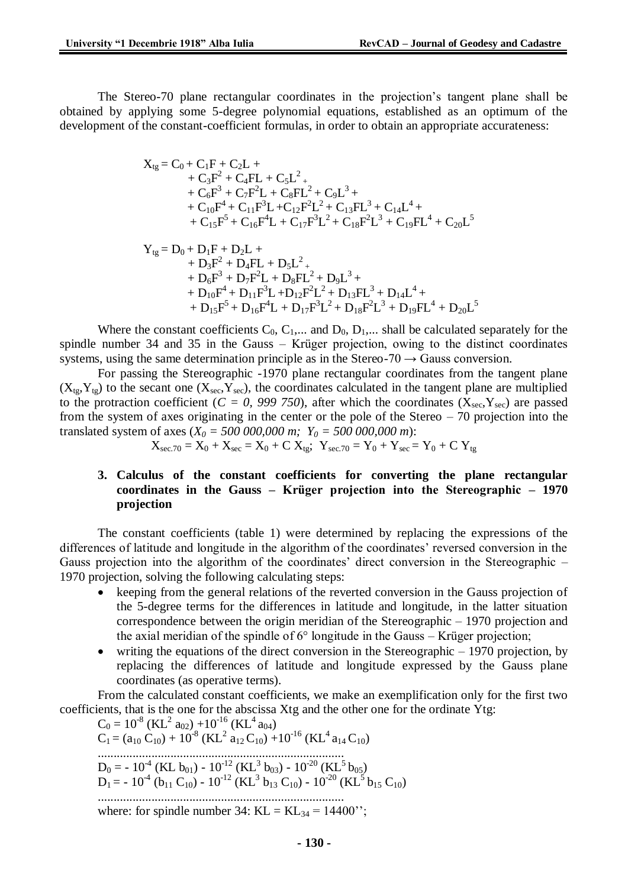The Stereo-70 plane rectangular coordinates in the projection's tangent plane shall be obtained by applying some 5-degree polynomial equations, established as an optimum of the development of the constant-coefficient formulas, in order to obtain an appropriate accurateness:

$$
\begin{aligned}
X_{tg} = {} & C_0 + C_1F + C_2L + \\
& + C_3F^2 + C_4FL + C_5L^2 + \\
& + C_6F^3 + C_7F^2L + C_8FL^2 + C_9L^3 + \\
& + C_{10}F^4 + C_{11}F^3L + C_{12}F^2L^2 + C_{13}FL^3 + C_{14}L^4 + \\
& + C_{15}F^5 + C_{16}F^4L + C_{17}F^3L^2 + C_{18}F^2L^3 + C_{19}FL^4 + C_{20}L^5
\end{aligned}
$$

$$
\begin{aligned}
Y_{tg} = {} & D_0 + D_1F + D_2L + \\
& + D_3F^2 + D_4FL + D_5L^2 + \\
& + D_6F^3 + D_7F^2L + D_8FL^2 + D_9L^3 + \\
& + D_{10}F^4 + D_{11}F^3L + D_{12}F^2L^2 + D_{13}FL^3 + D_{14}L^4 + \\
& + D_{15}F^5 + D_{16}F^4L + D_{17}F^3L^2 + D_{18}F^2L^3 + D_{19}FL^4 + D_{20}L^5
\end{aligned}
$$

Where the constant coefficients $C_0$, $C_1$,... and $D_0$, $D_1$,... shall be calculated separately for the spindle number 34 and 35 in the Gauss – Krüger projection, owing to the distinct coordinates systems, using the same determination principle as in the Stereo-70 → Gauss conversion.

For passing the Stereographic -1970 plane rectangular coordinates from the tangent plane ($X_{tg}$,$Y_{tg}$) to the secant one ($X_{sec}$,$Y_{sec}$), the coordinates calculated in the tangent plane are multiplied to the protraction coefficient (*C = 0, 999 750*), after which the coordinates ($X_{sec}$,$Y_{sec}$) are passed from the system of axes originating in the center or the pole of the Stereo – 70 projection into the translated system of axes (*$X_0$ = 500 000,000 m; $Y_0$ = 500 000,000 m*):

$$X_{sec.70} = X_0 + X_{sec} = X_0 + C\, X_{tg};\;\; Y_{sec.70} = Y_0 + Y_{sec} = Y_0 + C\, Y_{tg}$$

## 3. Calculus of the constant coefficients for converting the plane rectangular coordinates in the Gauss – Krüger projection into the Stereographic – 1970 projection

The constant coefficients (table 1) were determined by replacing the expressions of the differences of latitude and longitude in the algorithm of the coordinates' reversed conversion in the Gauss projection into the algorithm of the coordinates' direct conversion in the Stereographic – 1970 projection, solving the following calculating steps:

- keeping from the general relations of the reverted conversion in the Gauss projection of the 5-degree terms for the differences in latitude and longitude, in the latter situation correspondence between the origin meridian of the Stereographic – 1970 projection and the axial meridian of the spindle of 6° longitude in the Gauss – Krüger projection;
- writing the equations of the direct conversion in the Stereographic – 1970 projection, by replacing the differences of latitude and longitude expressed by the Gauss plane coordinates (as operative terms).

From the calculated constant coefficients, we make an exemplification only for the first two coefficients, that is the one for the abscissa Xtg and the other one for the ordinate Ytg:

$C_0 = 10^{-8}\,(KL^2\, a_{02}) + 10^{-16}\,(KL^4\, a_{04})$

$C_1 = (a_{10}\, C_{10}) + 10^{-8}\,(KL^2\, a_{12}\, C_{10}) + 10^{-16}\,(KL^4\, a_{14}\, C_{10})$

.............................................................................

$D_0 = -\,10^{-4}\,(KL\, b_{01}) - 10^{-12}\,(KL^3\, b_{03}) - 10^{-20}\,(KL^5\, b_{05})$

$D_1 = -\,10^{-4}\,(b_{11}\, C_{10}) - 10^{-12}\,(KL^3\, b_{13}\, C_{10}) - 10^{-20}\,(KL^5\, b_{15}\, C_{10})$

.............................................................................

where: for spindle number 34: $KL = KL_{34} = 14400''$;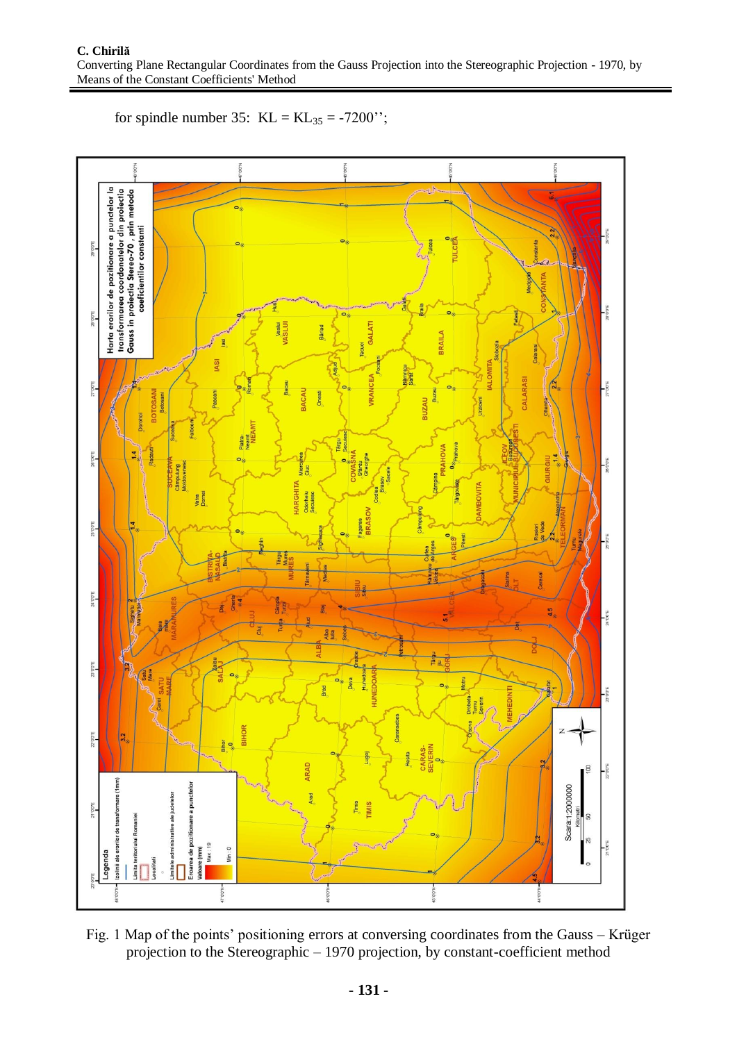for spindle number 35: $KL = KL_{35} = -7200''$;

Fig. 1 Map of the points' positioning errors at conversing coordinates from the Gauss – Krüger projection to the Stereographic – 1970 projection, by constant-coefficient method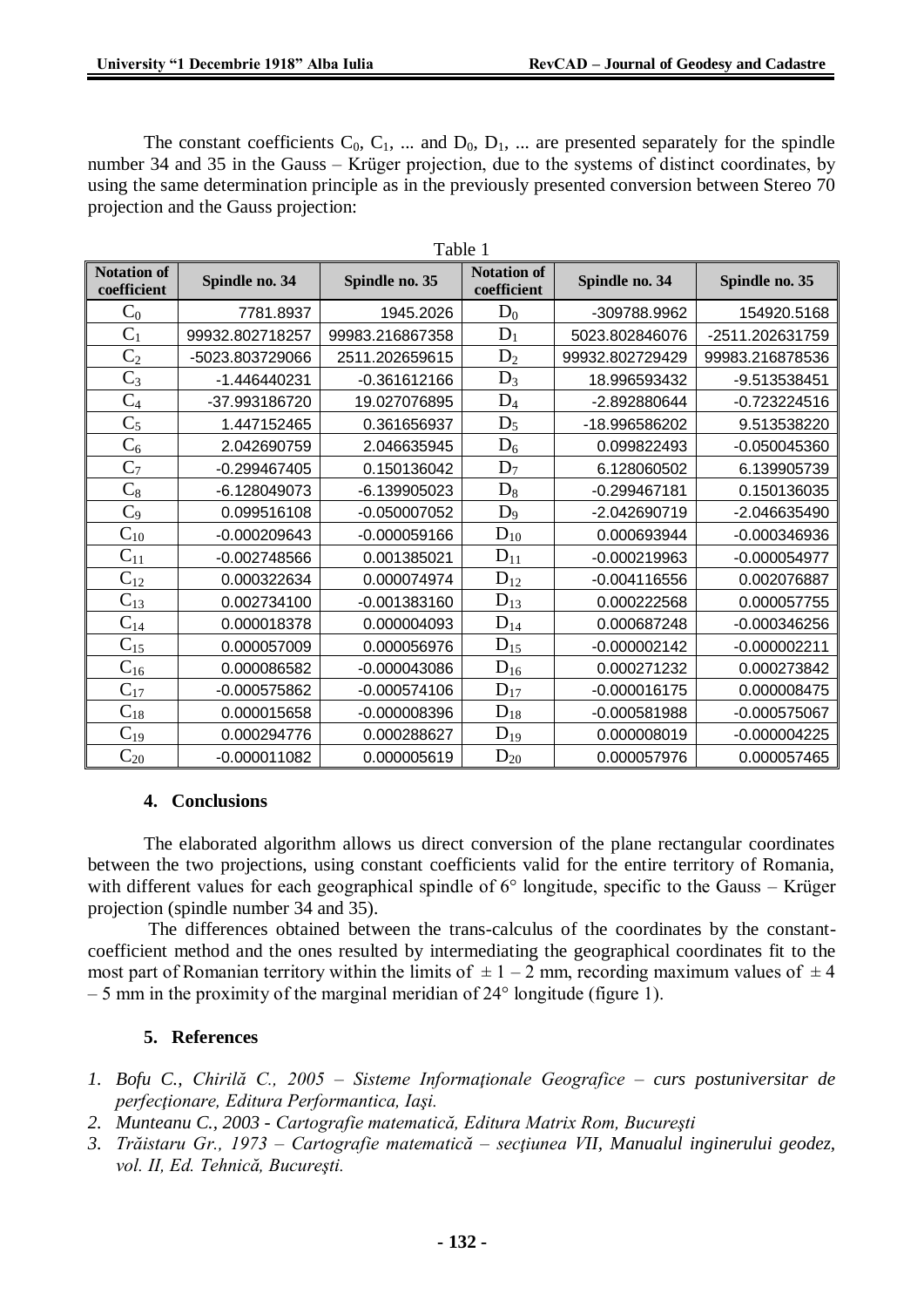The constant coefficients $C_0$, $C_1$, ... and $D_0$, $D_1$, ... are presented separately for the spindle number 34 and 35 in the Gauss – Krüger projection, due to the systems of distinct coordinates, by using the same determination principle as in the previously presented conversion between Stereo 70 projection and the Gauss projection:

Table 1

| Notation of coefficient | Spindle no. 34 | Spindle no. 35 | Notation of coefficient | Spindle no. 34 | Spindle no. 35 |
|---|---|---|---|---|---|
| $C_0$ | 7781.8937 | 1945.2026 | $D_0$ | -309788.9962 | 154920.5168 |
| $C_1$ | 99932.802718257 | 99983.216867358 | $D_1$ | 5023.802846076 | -2511.202631759 |
| $C_2$ | -5023.803729066 | 2511.202659615 | $D_2$ | 99932.802729429 | 99983.216878536 |
| $C_3$ | -1.446440231 | -0.361612166 | $D_3$ | 18.996593432 | -9.513538451 |
| $C_4$ | -37.993186720 | 19.027076895 | $D_4$ | -2.892880644 | -0.723224516 |
| $C_5$ | 1.447152465 | 0.361656937 | $D_5$ | -18.996586202 | 9.513538220 |
| $C_6$ | 2.042690759 | 2.046635945 | $D_6$ | 0.099822493 | -0.050045360 |
| $C_7$ | -0.299467405 | 0.150136042 | $D_7$ | 6.128060502 | 6.139905739 |
| $C_8$ | -6.128049073 | -6.139905023 | $D_8$ | -0.299467181 | 0.150136035 |
| $C_9$ | 0.099516108 | -0.050007052 | $D_9$ | -2.042690719 | -2.046635490 |
| $C_{10}$ | -0.000209643 | -0.000059166 | $D_{10}$ | 0.000693944 | -0.000346936 |
| $C_{11}$ | -0.002748566 | 0.001385021 | $D_{11}$ | -0.000219963 | -0.000054977 |
| $C_{12}$ | 0.000322634 | 0.000074974 | $D_{12}$ | -0.004116556 | 0.002076887 |
| $C_{13}$ | 0.002734100 | -0.001383160 | $D_{13}$ | 0.000222568 | 0.000057755 |
| $C_{14}$ | 0.000018378 | 0.000004093 | $D_{14}$ | 0.000687248 | -0.000346256 |
| $C_{15}$ | 0.000057009 | 0.000056976 | $D_{15}$ | -0.000002142 | -0.000002211 |
| $C_{16}$ | 0.000086582 | -0.000043086 | $D_{16}$ | 0.000271232 | 0.000273842 |
| $C_{17}$ | -0.000575862 | -0.000574106 | $D_{17}$ | -0.000016175 | 0.000008475 |
| $C_{18}$ | 0.000015658 | -0.000008396 | $D_{18}$ | -0.000581988 | -0.000575067 |
| $C_{19}$ | 0.000294776 | 0.000288627 | $D_{19}$ | 0.000008019 | -0.000004225 |
| $C_{20}$ | -0.000011082 | 0.000005619 | $D_{20}$ | 0.000057976 | 0.000057465 |

## 4. Conclusions

The elaborated algorithm allows us direct conversion of the plane rectangular coordinates between the two projections, using constant coefficients valid for the entire territory of Romania, with different values for each geographical spindle of 6° longitude, specific to the Gauss – Krüger projection (spindle number 34 and 35).

The differences obtained between the trans-calculus of the coordinates by the constant-coefficient method and the ones resulted by intermediating the geographical coordinates fit to the most part of Romanian territory within the limits of ± 1 – 2 mm, recording maximum values of ± 4 – 5 mm in the proximity of the marginal meridian of 24° longitude (figure 1).

## 5. References

1. *Bofu C., Chirilă C., 2005 – Sisteme Informaţionale Geografice – curs postuniversitar de perfecţionare, Editura Performantica, Iaşi.*
2. *Munteanu C., 2003 - Cartografie matematică, Editura Matrix Rom, Bucureşti*
3. *Trăistaru Gr., 1973 – Cartografie matematică – secţiunea VII, Manualul inginerului geodez, vol. II, Ed. Tehnică, Bucureşti.*